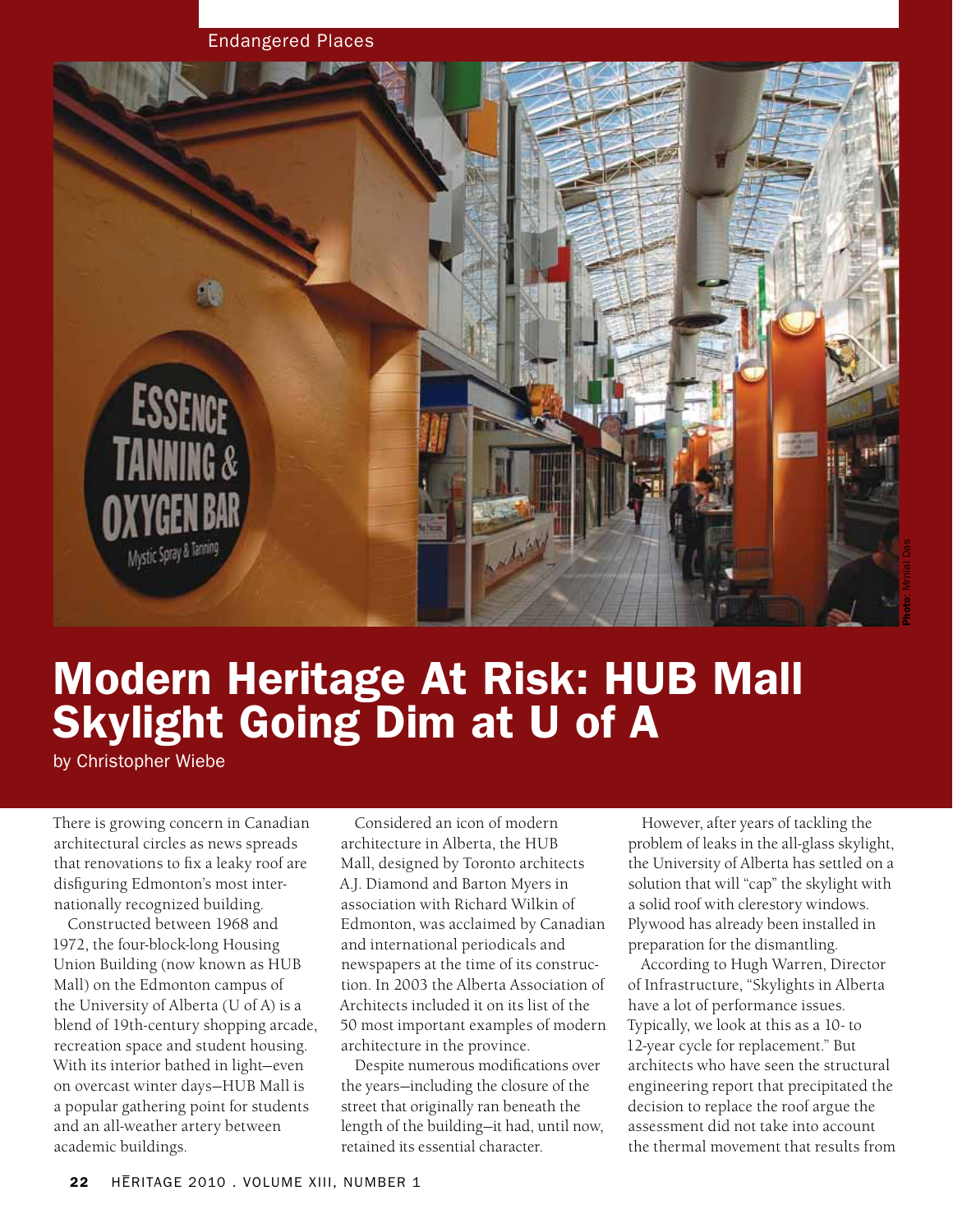Endangered Places

Photo: Mrnal Das

# Modern Heritage At Risk: HUB Mall Skylight Going Dim at U of A

by Christopher Wiebe

There is growing concern in Canadian architectural circles as news spreads that renovations to fix a leaky roof are disfiguring Edmonton's most internationally recognized building.

Constructed between 1968 and 1972, the four-block-long Housing Union Building (now known as HUB Mall) on the Edmonton campus of the University of Alberta (U of A) is a blend of 19th-century shopping arcade, recreation space and student housing. With its interior bathed in light—even on overcast winter days—HUB Mall is a popular gathering point for students and an all-weather artery between academic buildings.

Considered an icon of modern architecture in Alberta, the HUB Mall, designed by Toronto architects A.J. Diamond and Barton Myers in association with Richard Wilkin of Edmonton, was acclaimed by Canadian and international periodicals and newspapers at the time of its construction. In 2003 the Alberta Association of Architects included it on its list of the 50 most important examples of modern architecture in the province.

Despite numerous modifications over the years—including the closure of the street that originally ran beneath the length of the building—it had, until now, retained its essential character.

However, after years of tackling the problem of leaks in the all-glass skylight, the University of Alberta has settled on a solution that will "cap" the skylight with a solid roof with clerestory windows. Plywood has already been installed in preparation for the dismantling.

According to Hugh Warren, Director of Infrastructure, "Skylights in Alberta have a lot of performance issues. Typically, we look at this as a 10- to 12-year cycle for replacement." But architects who have seen the structural engineering report that precipitated the decision to replace the roof argue the assessment did not take into account the thermal movement that results from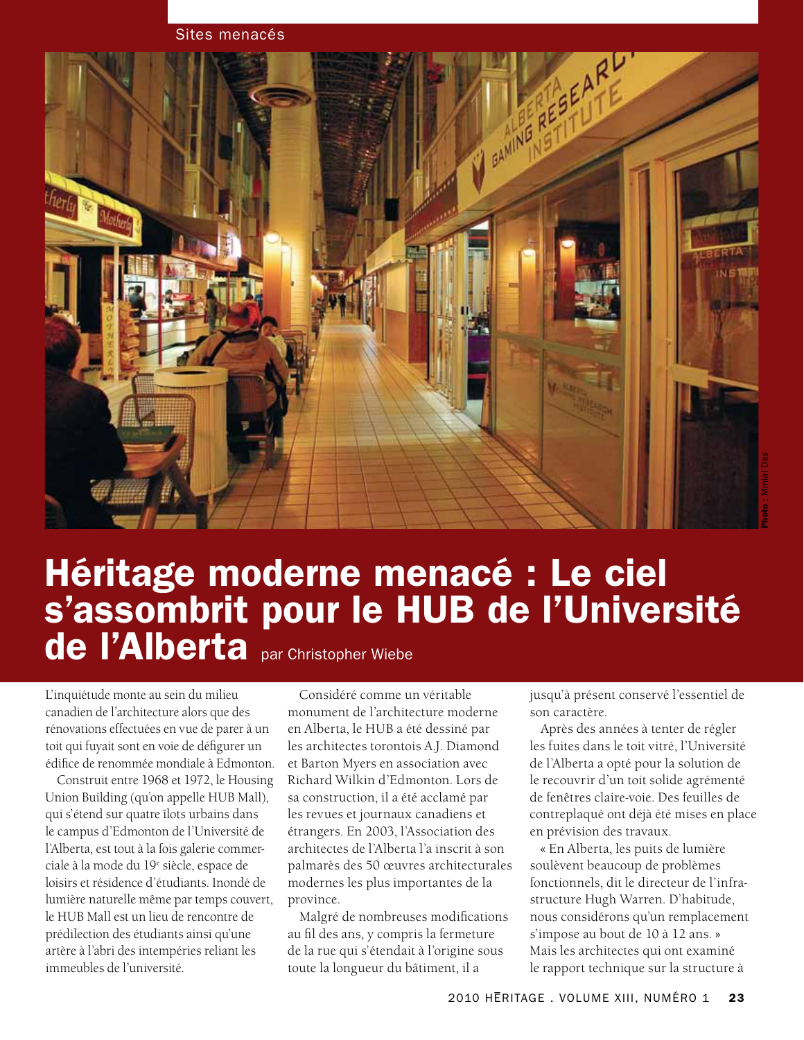Sites menacés

Photo : Mrinal Das

# Héritage moderne menacé : Le ciel s'assombrit pour le HUB de l'Université de l'Alberta

par Christopher Wiebe

L'inquiétude monte au sein du milieu canadien de l'architecture alors que des rénovations effectuées en vue de parer à un toit qui fuyait sont en voie de défigurer un édifice de renommée mondiale à Edmonton.

Construit entre 1968 et 1972, le Housing Union Building (qu'on appelle HUB Mall), qui s'étend sur quatre îlots urbains dans le campus d'Edmonton de l'Université de l'Alberta, est tout à la fois galerie commerciale à la mode du 19e siècle, espace de loisirs et résidence d'étudiants. Inondé de lumière naturelle même par temps couvert, le HUB Mall est un lieu de rencontre de prédilection des étudiants ainsi qu'une artère à l'abri des intempéries reliant les immeubles de l'université.

Considéré comme un véritable monument de l'architecture moderne en Alberta, le HUB a été dessiné par les architectes torontois A.J. Diamond et Barton Myers en association avec Richard Wilkin d'Edmonton. Lors de sa construction, il a été acclamé par les revues et journaux canadiens et étrangers. En 2003, l'Association des architectes de l'Alberta l'a inscrit à son palmarès des 50 œuvres architecturales modernes les plus importantes de la province.

Malgré de nombreuses modifications au fil des ans, y compris la fermeture de la rue qui s'étendait à l'origine sous toute la longueur du bâtiment, il a jusqu'à présent conservé l'essentiel de son caractère.

Après des années à tenter de régler les fuites dans le toit vitré, l'Université de l'Alberta a opté pour la solution de le recouvrir d'un toit solide agrémenté de fenêtres claire-voie. Des feuilles de contreplaqué ont déjà été mises en place en prévision des travaux.

« En Alberta, les puits de lumière soulèvent beaucoup de problèmes fonctionnels, dit le directeur de l'infrastructure Hugh Warren. D'habitude, nous considérons qu'un remplacement s'impose au bout de 10 à 12 ans. » Mais les architectes qui ont examiné le rapport technique sur la structure à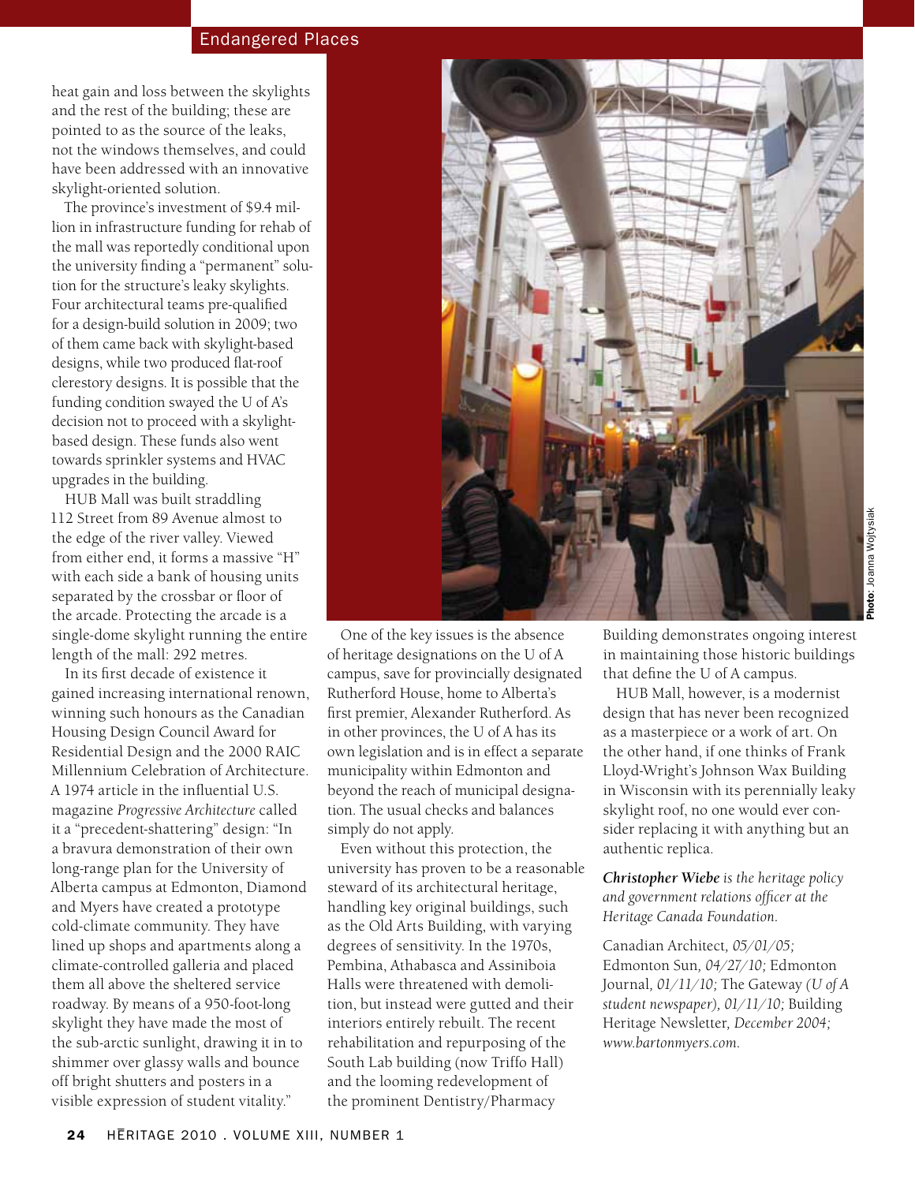heat gain and loss between the skylights and the rest of the building; these are pointed to as the source of the leaks, not the windows themselves, and could have been addressed with an innovative skylight-oriented solution.

The province's investment of $9.4 million in infrastructure funding for rehab of the mall was reportedly conditional upon the university finding a "permanent" solution for the structure's leaky skylights. Four architectural teams pre-qualified for a design-build solution in 2009; two of them came back with skylight-based designs, while two produced flat-roof clerestory designs. It is possible that the funding condition swayed the U of A's decision not to proceed with a skylight-based design. These funds also went towards sprinkler systems and HVAC upgrades in the building.

HUB Mall was built straddling 112 Street from 89 Avenue almost to the edge of the river valley. Viewed from either end, it forms a massive "H" with each side a bank of housing units separated by the crossbar or floor of the arcade. Protecting the arcade is a single-dome skylight running the entire length of the mall: 292 metres.

In its first decade of existence it gained increasing international renown, winning such honours as the Canadian Housing Design Council Award for Residential Design and the 2000 RAIC Millennium Celebration of Architecture. A 1974 article in the influential U.S. magazine *Progressive Architecture* called it a "precedent-shattering" design: "In a bravura demonstration of their own long-range plan for the University of Alberta campus at Edmonton, Diamond and Myers have created a prototype cold-climate community. They have lined up shops and apartments along a climate-controlled galleria and placed them all above the sheltered service roadway. By means of a 950-foot-long skylight they have made the most of the sub-arctic sunlight, drawing it in to shimmer over glassy walls and bounce off bright shutters and posters in a visible expression of student vitality."

**Photo**: Joanna Wojtysiak

One of the key issues is the absence of heritage designations on the U of A campus, save for provincially designated Rutherford House, home to Alberta's first premier, Alexander Rutherford. As in other provinces, the U of A has its own legislation and is in effect a separate municipality within Edmonton and beyond the reach of municipal designation. The usual checks and balances simply do not apply.

Even without this protection, the university has proven to be a reasonable steward of its architectural heritage, handling key original buildings, such as the Old Arts Building, with varying degrees of sensitivity. In the 1970s, Pembina, Athabasca and Assiniboia Halls were threatened with demolition, but instead were gutted and their interiors entirely rebuilt. The recent rehabilitation and repurposing of the South Lab building (now Triffo Hall) and the looming redevelopment of the prominent Dentistry/Pharmacy Building demonstrates ongoing interest in maintaining those historic buildings that define the U of A campus.

HUB Mall, however, is a modernist design that has never been recognized as a masterpiece or a work of art. On the other hand, if one thinks of Frank Lloyd-Wright's Johnson Wax Building in Wisconsin with its perennially leaky skylight roof, no one would ever consider replacing it with anything but an authentic replica.

***Christopher Wiebe*** *is the heritage policy and government relations officer at the Heritage Canada Foundation.*

Canadian Architect, *05/01/05;* Edmonton Sun*, 04/27/10;* Edmonton Journal*, 01/11/10;* The Gateway *(U of A student newspaper), 01/11/10;* Building Heritage Newsletter*, December 2004; www.bartonmyers.com.*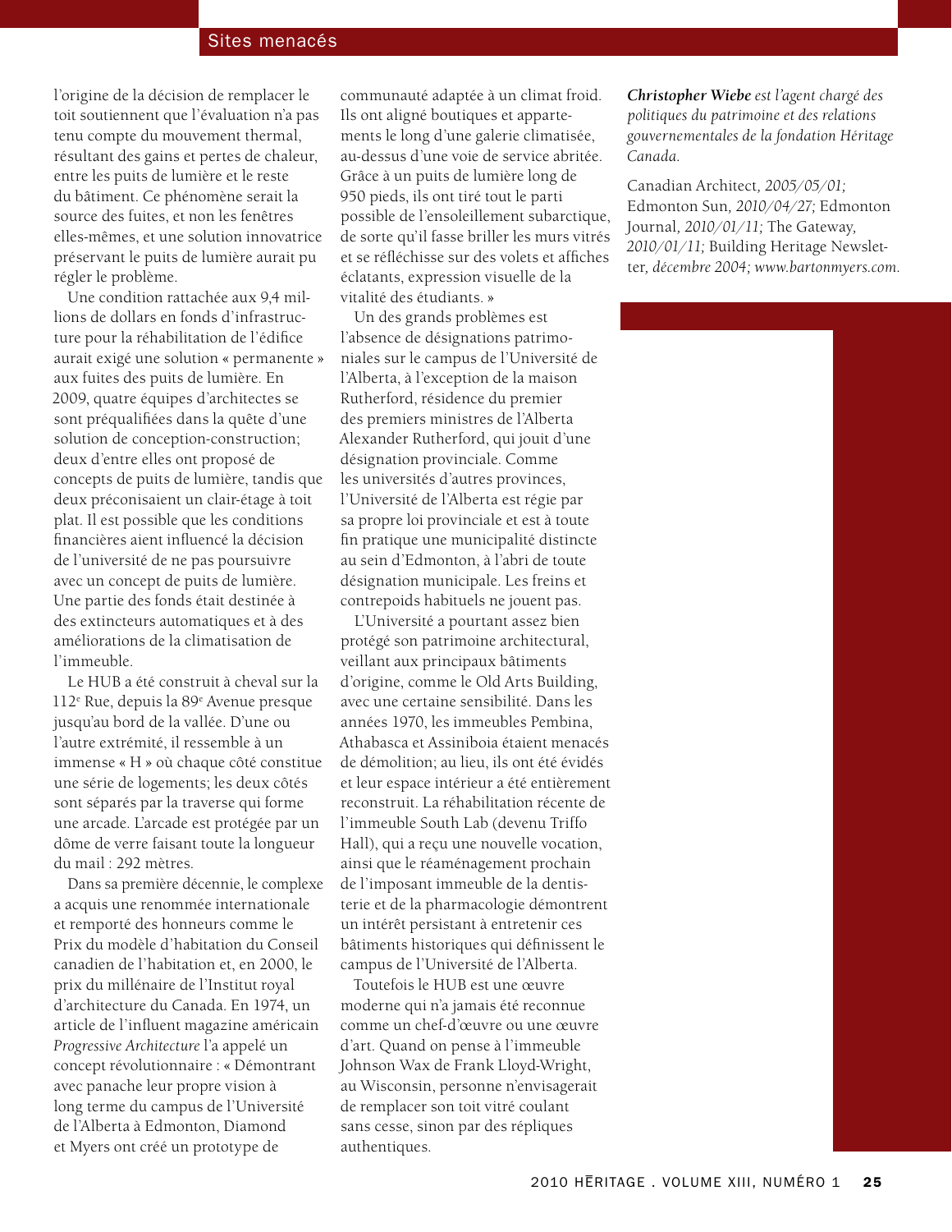l'origine de la décision de remplacer le toit soutiennent que l'évaluation n'a pas tenu compte du mouvement thermal, résultant des gains et pertes de chaleur, entre les puits de lumière et le reste du bâtiment. Ce phénomène serait la source des fuites, et non les fenêtres elles-mêmes, et une solution innovatrice préservant le puits de lumière aurait pu régler le problème.

Une condition rattachée aux 9,4 millions de dollars en fonds d'infrastructure pour la réhabilitation de l'édifice aurait exigé une solution « permanente » aux fuites des puits de lumière. En 2009, quatre équipes d'architectes se sont préqualifiées dans la quête d'une solution de conception-construction; deux d'entre elles ont proposé de concepts de puits de lumière, tandis que deux préconisaient un clair-étage à toit plat. Il est possible que les conditions financières aient influencé la décision de l'université de ne pas poursuivre avec un concept de puits de lumière. Une partie des fonds était destinée à des extincteurs automatiques et à des améliorations de la climatisation de l'immeuble.

Le HUB a été construit à cheval sur la 112e Rue, depuis la 89e Avenue presque jusqu'au bord de la vallée. D'une ou l'autre extrémité, il ressemble à un immense « H » où chaque côté constitue une série de logements; les deux côtés sont séparés par la traverse qui forme une arcade. L'arcade est protégée par un dôme de verre faisant toute la longueur du mail : 292 mètres.

Dans sa première décennie, le complexe a acquis une renommée internationale et remporté des honneurs comme le Prix du modèle d'habitation du Conseil canadien de l'habitation et, en 2000, le prix du millénaire de l'Institut royal d'architecture du Canada. En 1974, un article de l'influent magazine américain *Progressive Architecture* l'a appelé un concept révolutionnaire : « Démontrant avec panache leur propre vision à long terme du campus de l'Université de l'Alberta à Edmonton, Diamond et Myers ont créé un prototype de communauté adaptée à un climat froid. Ils ont aligné boutiques et appartements le long d'une galerie climatisée, au-dessus d'une voie de service abritée. Grâce à un puits de lumière long de 950 pieds, ils ont tiré tout le parti possible de l'ensoleillement subarctique, de sorte qu'il fasse briller les murs vitrés et se réfléchisse sur des volets et affiches éclatants, expression visuelle de la vitalité des étudiants. »

Un des grands problèmes est l'absence de désignations patrimoniales sur le campus de l'Université de l'Alberta, à l'exception de la maison Rutherford, résidence du premier des premiers ministres de l'Alberta Alexander Rutherford, qui jouit d'une désignation provinciale. Comme les universités d'autres provinces, l'Université de l'Alberta est régie par sa propre loi provinciale et est à toute fin pratique une municipalité distincte au sein d'Edmonton, à l'abri de toute désignation municipale. Les freins et contrepoids habituels ne jouent pas.

L'Université a pourtant assez bien protégé son patrimoine architectural, veillant aux principaux bâtiments d'origine, comme le Old Arts Building, avec une certaine sensibilité. Dans les années 1970, les immeubles Pembina, Athabasca et Assiniboia étaient menacés de démolition; au lieu, ils ont été évidés et leur espace intérieur a été entièrement reconstruit. La réhabilitation récente de l'immeuble South Lab (devenu Triffo Hall), qui a reçu une nouvelle vocation, ainsi que le réaménagement prochain de l'imposant immeuble de la dentisterie et de la pharmacologie démontrent un intérêt persistant à entretenir ces bâtiments historiques qui définissent le campus de l'Université de l'Alberta.

Toutefois le HUB est une œuvre moderne qui n'a jamais été reconnue comme un chef-d'œuvre ou une œuvre d'art. Quand on pense à l'immeuble Johnson Wax de Frank Lloyd-Wright, au Wisconsin, personne n'envisagerait de remplacer son toit vitré coulant sans cesse, sinon par des répliques authentiques.

***Christopher Wiebe** est l'agent chargé des politiques du patrimoine et des relations gouvernementales de la fondation Héritage Canada.*

Canadian Architect*, 2005/05/01;* Edmonton Sun*, 2010/04/27;* Edmonton Journal*, 2010/01/11;* The Gateway*, 2010/01/11;* Building Heritage Newsletter*, décembre 2004; www.bartonmyers.com.*